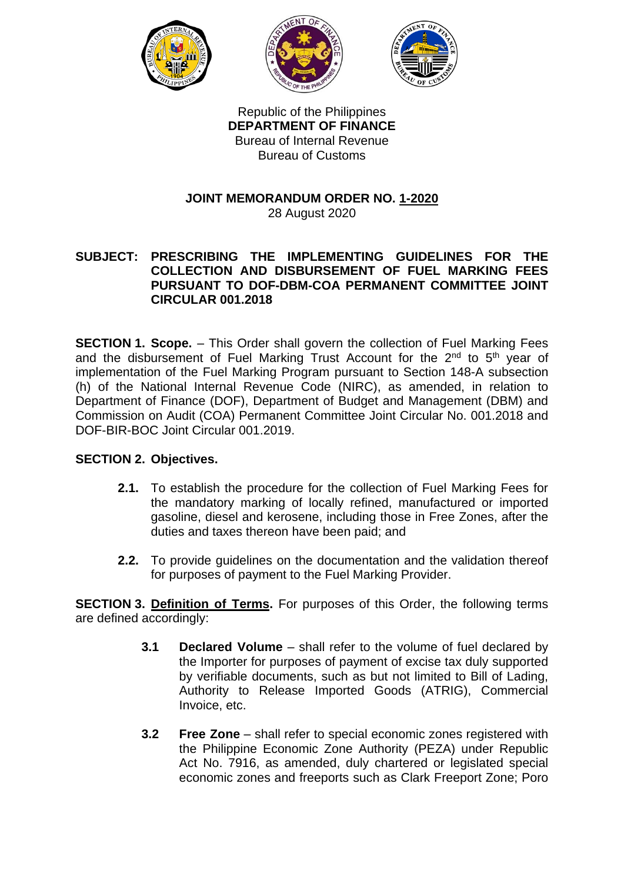Republic of the Philippines
**DEPARTMENT OF FINANCE**
Bureau of Internal Revenue
Bureau of Customs

**JOINT MEMORANDUM ORDER NO. 1-2020**
28 August 2020

**SUBJECT: PRESCRIBING THE IMPLEMENTING GUIDELINES FOR THE COLLECTION AND DISBURSEMENT OF FUEL MARKING FEES PURSUANT TO DOF-DBM-COA PERMANENT COMMITTEE JOINT CIRCULAR 001.2018**

**SECTION 1. Scope.** – This Order shall govern the collection of Fuel Marking Fees and the disbursement of Fuel Marking Trust Account for the 2nd to 5th year of implementation of the Fuel Marking Program pursuant to Section 148-A subsection (h) of the National Internal Revenue Code (NIRC), as amended, in relation to Department of Finance (DOF), Department of Budget and Management (DBM) and Commission on Audit (COA) Permanent Committee Joint Circular No. 001.2018 and DOF-BIR-BOC Joint Circular 001.2019.

**SECTION 2. Objectives.**

**2.1.** To establish the procedure for the collection of Fuel Marking Fees for the mandatory marking of locally refined, manufactured or imported gasoline, diesel and kerosene, including those in Free Zones, after the duties and taxes thereon have been paid; and

**2.2.** To provide guidelines on the documentation and the validation thereof for purposes of payment to the Fuel Marking Provider.

**SECTION 3. Definition of Terms.** For purposes of this Order, the following terms are defined accordingly:

**3.1** **Declared Volume** – shall refer to the volume of fuel declared by the Importer for purposes of payment of excise tax duly supported by verifiable documents, such as but not limited to Bill of Lading, Authority to Release Imported Goods (ATRIG), Commercial Invoice, etc.

**3.2** **Free Zone** – shall refer to special economic zones registered with the Philippine Economic Zone Authority (PEZA) under Republic Act No. 7916, as amended, duly chartered or legislated special economic zones and freeports such as Clark Freeport Zone; Poro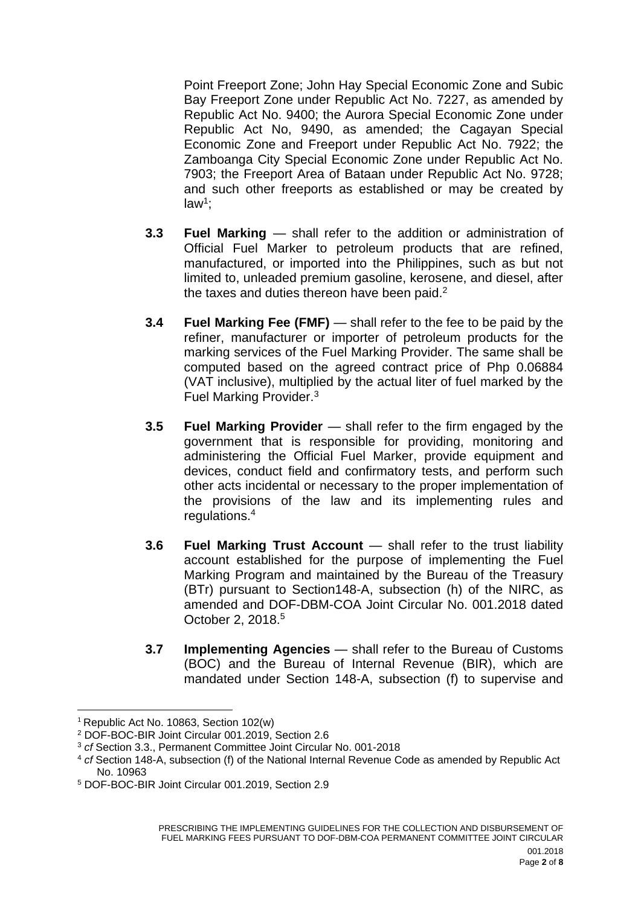Point Freeport Zone; John Hay Special Economic Zone and Subic Bay Freeport Zone under Republic Act No. 7227, as amended by Republic Act No. 9400; the Aurora Special Economic Zone under Republic Act No, 9490, as amended; the Cagayan Special Economic Zone and Freeport under Republic Act No. 7922; the Zamboanga City Special Economic Zone under Republic Act No. 7903; the Freeport Area of Bataan under Republic Act No. 9728; and such other freeports as established or may be created by law[1];

**3.3 Fuel Marking** — shall refer to the addition or administration of Official Fuel Marker to petroleum products that are refined, manufactured, or imported into the Philippines, such as but not limited to, unleaded premium gasoline, kerosene, and diesel, after the taxes and duties thereon have been paid.[2]

**3.4 Fuel Marking Fee (FMF)** — shall refer to the fee to be paid by the refiner, manufacturer or importer of petroleum products for the marking services of the Fuel Marking Provider. The same shall be computed based on the agreed contract price of Php 0.06884 (VAT inclusive), multiplied by the actual liter of fuel marked by the Fuel Marking Provider.[3]

**3.5 Fuel Marking Provider** — shall refer to the firm engaged by the government that is responsible for providing, monitoring and administering the Official Fuel Marker, provide equipment and devices, conduct field and confirmatory tests, and perform such other acts incidental or necessary to the proper implementation of the provisions of the law and its implementing rules and regulations.[4]

**3.6 Fuel Marking Trust Account** — shall refer to the trust liability account established for the purpose of implementing the Fuel Marking Program and maintained by the Bureau of the Treasury (BTr) pursuant to Section148-A, subsection (h) of the NIRC, as amended and DOF-DBM-COA Joint Circular No. 001.2018 dated October 2, 2018.[5]

**3.7 Implementing Agencies** — shall refer to the Bureau of Customs (BOC) and the Bureau of Internal Revenue (BIR), which are mandated under Section 148-A, subsection (f) to supervise and

---

[1] Republic Act No. 10863, Section 102(w)

[2] DOF-BOC-BIR Joint Circular 001.2019, Section 2.6

[3] *cf* Section 3.3., Permanent Committee Joint Circular No. 001-2018

[4] *cf* Section 148-A, subsection (f) of the National Internal Revenue Code as amended by Republic Act No. 10963

[5] DOF-BOC-BIR Joint Circular 001.2019, Section 2.9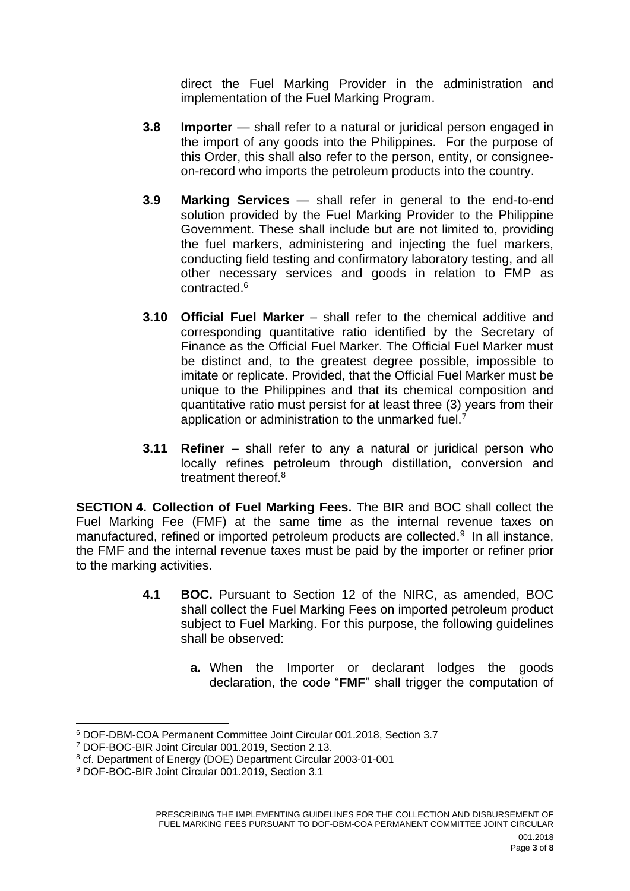direct the Fuel Marking Provider in the administration and implementation of the Fuel Marking Program.

**3.8 Importer** — shall refer to a natural or juridical person engaged in the import of any goods into the Philippines. For the purpose of this Order, this shall also refer to the person, entity, or consignee-on-record who imports the petroleum products into the country.

**3.9 Marking Services** — shall refer in general to the end-to-end solution provided by the Fuel Marking Provider to the Philippine Government. These shall include but are not limited to, providing the fuel markers, administering and injecting the fuel markers, conducting field testing and confirmatory laboratory testing, and all other necessary services and goods in relation to FMP as contracted.[6]

**3.10 Official Fuel Marker** – shall refer to the chemical additive and corresponding quantitative ratio identified by the Secretary of Finance as the Official Fuel Marker. The Official Fuel Marker must be distinct and, to the greatest degree possible, impossible to imitate or replicate. Provided, that the Official Fuel Marker must be unique to the Philippines and that its chemical composition and quantitative ratio must persist for at least three (3) years from their application or administration to the unmarked fuel.[7]

**3.11 Refiner** – shall refer to any a natural or juridical person who locally refines petroleum through distillation, conversion and treatment thereof.[8]

**SECTION 4. Collection of Fuel Marking Fees.** The BIR and BOC shall collect the Fuel Marking Fee (FMF) at the same time as the internal revenue taxes on manufactured, refined or imported petroleum products are collected.[9] In all instance, the FMF and the internal revenue taxes must be paid by the importer or refiner prior to the marking activities.

**4.1 BOC.** Pursuant to Section 12 of the NIRC, as amended, BOC shall collect the Fuel Marking Fees on imported petroleum product subject to Fuel Marking. For this purpose, the following guidelines shall be observed:

**a.** When the Importer or declarant lodges the goods declaration, the code "**FMF**" shall trigger the computation of

---

[6] DOF-DBM-COA Permanent Committee Joint Circular 001.2018, Section 3.7

[7] DOF-BOC-BIR Joint Circular 001.2019, Section 2.13.

[8] cf. Department of Energy (DOE) Department Circular 2003-01-001

[9] DOF-BOC-BIR Joint Circular 001.2019, Section 3.1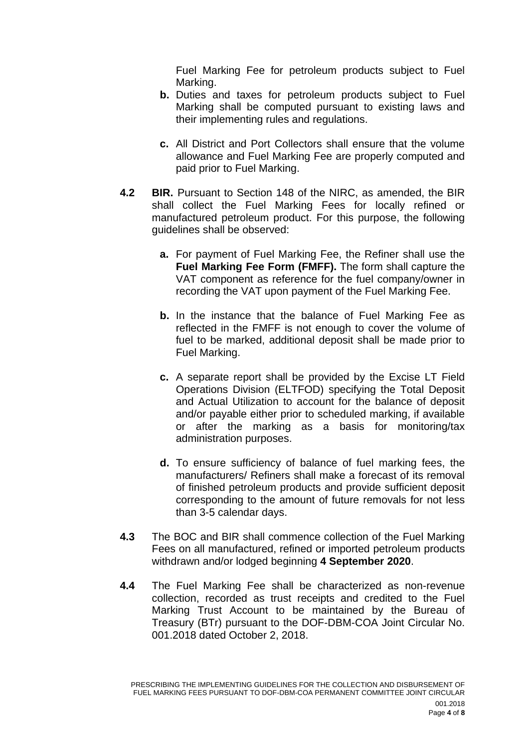Fuel Marking Fee for petroleum products subject to Fuel Marking.

**b.** Duties and taxes for petroleum products subject to Fuel Marking shall be computed pursuant to existing laws and their implementing rules and regulations.

**c.** All District and Port Collectors shall ensure that the volume allowance and Fuel Marking Fee are properly computed and paid prior to Fuel Marking.

**4.2** **BIR.** Pursuant to Section 148 of the NIRC, as amended, the BIR shall collect the Fuel Marking Fees for locally refined or manufactured petroleum product. For this purpose, the following guidelines shall be observed:

**a.** For payment of Fuel Marking Fee, the Refiner shall use the **Fuel Marking Fee Form (FMFF).** The form shall capture the VAT component as reference for the fuel company/owner in recording the VAT upon payment of the Fuel Marking Fee.

**b.** In the instance that the balance of Fuel Marking Fee as reflected in the FMFF is not enough to cover the volume of fuel to be marked, additional deposit shall be made prior to Fuel Marking.

**c.** A separate report shall be provided by the Excise LT Field Operations Division (ELTFOD) specifying the Total Deposit and Actual Utilization to account for the balance of deposit and/or payable either prior to scheduled marking, if available or after the marking as a basis for monitoring/tax administration purposes.

**d.** To ensure sufficiency of balance of fuel marking fees, the manufacturers/ Refiners shall make a forecast of its removal of finished petroleum products and provide sufficient deposit corresponding to the amount of future removals for not less than 3-5 calendar days.

**4.3** The BOC and BIR shall commence collection of the Fuel Marking Fees on all manufactured, refined or imported petroleum products withdrawn and/or lodged beginning **4 September 2020**.

**4.4** The Fuel Marking Fee shall be characterized as non-revenue collection, recorded as trust receipts and credited to the Fuel Marking Trust Account to be maintained by the Bureau of Treasury (BTr) pursuant to the DOF-DBM-COA Joint Circular No. 001.2018 dated October 2, 2018.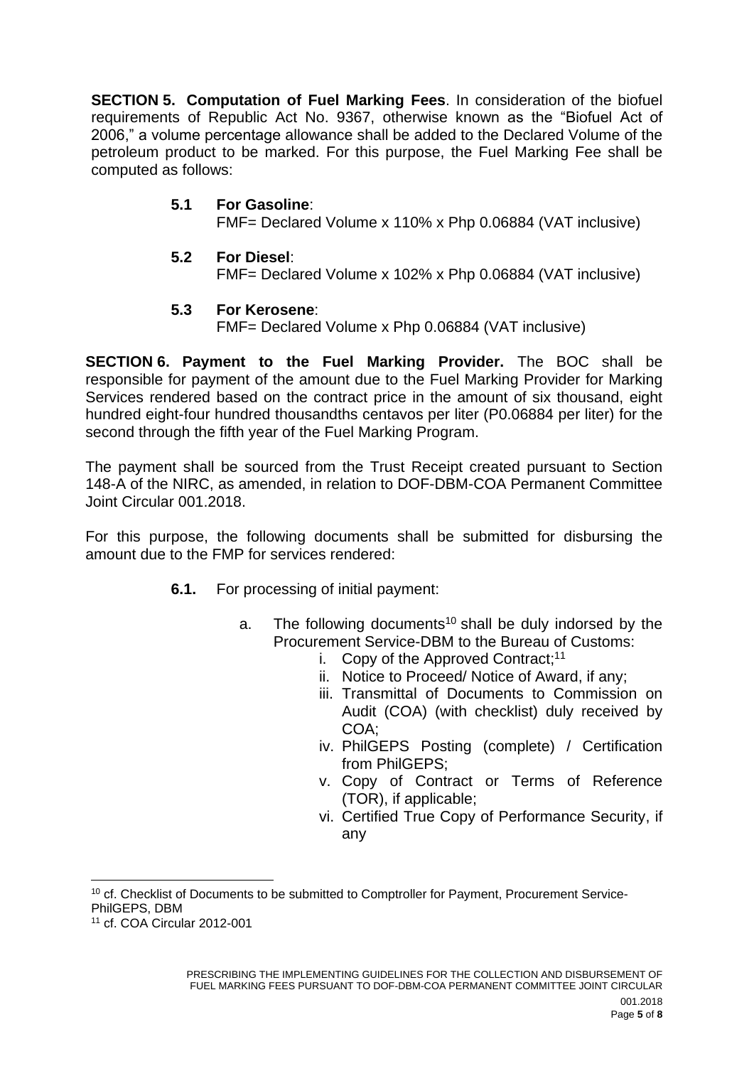**SECTION 5. Computation of Fuel Marking Fees**. In consideration of the biofuel requirements of Republic Act No. 9367, otherwise known as the "Biofuel Act of 2006," a volume percentage allowance shall be added to the Declared Volume of the petroleum product to be marked. For this purpose, the Fuel Marking Fee shall be computed as follows:

**5.1 For Gasoline**:
FMF= Declared Volume x 110% x Php 0.06884 (VAT inclusive)

**5.2 For Diesel**:
FMF= Declared Volume x 102% x Php 0.06884 (VAT inclusive)

**5.3 For Kerosene**:
FMF= Declared Volume x Php 0.06884 (VAT inclusive)

**SECTION 6. Payment to the Fuel Marking Provider.** The BOC shall be responsible for payment of the amount due to the Fuel Marking Provider for Marking Services rendered based on the contract price in the amount of six thousand, eight hundred eight-four hundred thousandths centavos per liter (P0.06884 per liter) for the second through the fifth year of the Fuel Marking Program.

The payment shall be sourced from the Trust Receipt created pursuant to Section 148-A of the NIRC, as amended, in relation to DOF-DBM-COA Permanent Committee Joint Circular 001.2018.

For this purpose, the following documents shall be submitted for disbursing the amount due to the FMP for services rendered:

**6.1.** For processing of initial payment:

a. The following documents[10] shall be duly indorsed by the Procurement Service-DBM to the Bureau of Customs:

i. Copy of the Approved Contract;[11]
ii. Notice to Proceed/ Notice of Award, if any;
iii. Transmittal of Documents to Commission on Audit (COA) (with checklist) duly received by COA;
iv. PhilGEPS Posting (complete) / Certification from PhilGEPS;
v. Copy of Contract or Terms of Reference (TOR), if applicable;
vi. Certified True Copy of Performance Security, if any

---

[10] cf. Checklist of Documents to be submitted to Comptroller for Payment, Procurement Service-PhilGEPS, DBM

[11] cf. COA Circular 2012-001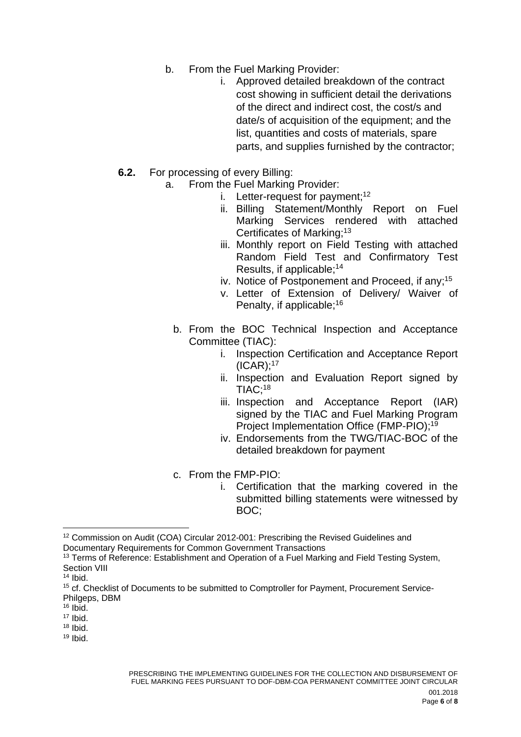b. From the Fuel Marking Provider:

   i. Approved detailed breakdown of the contract cost showing in sufficient detail the derivations of the direct and indirect cost, the cost/s and date/s of acquisition of the equipment; and the list, quantities and costs of materials, spare parts, and supplies furnished by the contractor;

**6.2.** For processing of every Billing:

a. From the Fuel Marking Provider:

   i. Letter-request for payment;[12]
   ii. Billing Statement/Monthly Report on Fuel Marking Services rendered with attached Certificates of Marking;[13]
   iii. Monthly report on Field Testing with attached Random Field Test and Confirmatory Test Results, if applicable;[14]
   iv. Notice of Postponement and Proceed, if any;[15]
   v. Letter of Extension of Delivery/ Waiver of Penalty, if applicable;[16]

b. From the BOC Technical Inspection and Acceptance Committee (TIAC):

   i. Inspection Certification and Acceptance Report (ICAR);[17]
   ii. Inspection and Evaluation Report signed by TIAC;[18]
   iii. Inspection and Acceptance Report (IAR) signed by the TIAC and Fuel Marking Program Project Implementation Office (FMP-PIO);[19]
   iv. Endorsements from the TWG/TIAC-BOC of the detailed breakdown for payment

c. From the FMP-PIO:

   i. Certification that the marking covered in the submitted billing statements were witnessed by BOC;

---

[12] Commission on Audit (COA) Circular 2012-001: Prescribing the Revised Guidelines and Documentary Requirements for Common Government Transactions
[13] Terms of Reference: Establishment and Operation of a Fuel Marking and Field Testing System, Section VIII
[14] Ibid.
[15] cf. Checklist of Documents to be submitted to Comptroller for Payment, Procurement Service-Philgeps, DBM
[16] Ibid.
[17] Ibid.
[18] Ibid.
[19] Ibid.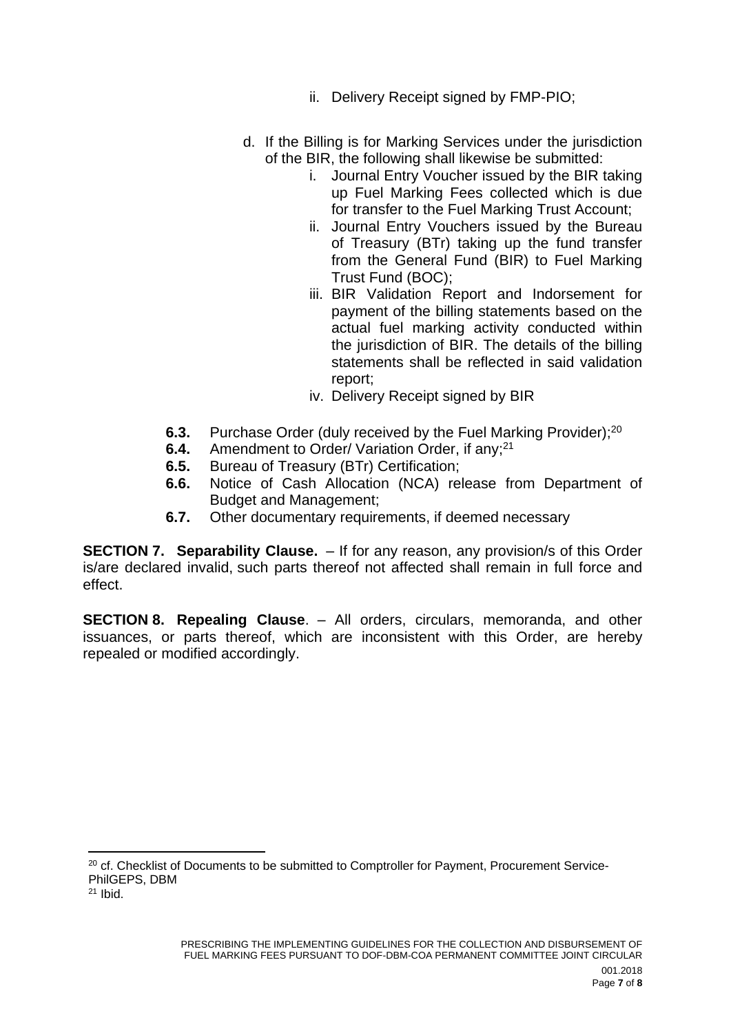- ii. Delivery Receipt signed by FMP-PIO;

d. If the Billing is for Marking Services under the jurisdiction of the BIR, the following shall likewise be submitted:
   - i. Journal Entry Voucher issued by the BIR taking up Fuel Marking Fees collected which is due for transfer to the Fuel Marking Trust Account;
   - ii. Journal Entry Vouchers issued by the Bureau of Treasury (BTr) taking up the fund transfer from the General Fund (BIR) to Fuel Marking Trust Fund (BOC);
   - iii. BIR Validation Report and Indorsement for payment of the billing statements based on the actual fuel marking activity conducted within the jurisdiction of BIR. The details of the billing statements shall be reflected in said validation report;
   - iv. Delivery Receipt signed by BIR

**6.3.** Purchase Order (duly received by the Fuel Marking Provider);[20]

**6.4.** Amendment to Order/ Variation Order, if any;[21]

**6.5.** Bureau of Treasury (BTr) Certification;

**6.6.** Notice of Cash Allocation (NCA) release from Department of Budget and Management;

**6.7.** Other documentary requirements, if deemed necessary

**SECTION 7. Separability Clause.** – If for any reason, any provision/s of this Order is/are declared invalid, such parts thereof not affected shall remain in full force and effect.

**SECTION 8. Repealing Clause**. – All orders, circulars, memoranda, and other issuances, or parts thereof, which are inconsistent with this Order, are hereby repealed or modified accordingly.

---

[20] cf. Checklist of Documents to be submitted to Comptroller for Payment, Procurement Service-PhilGEPS, DBM

[21] Ibid.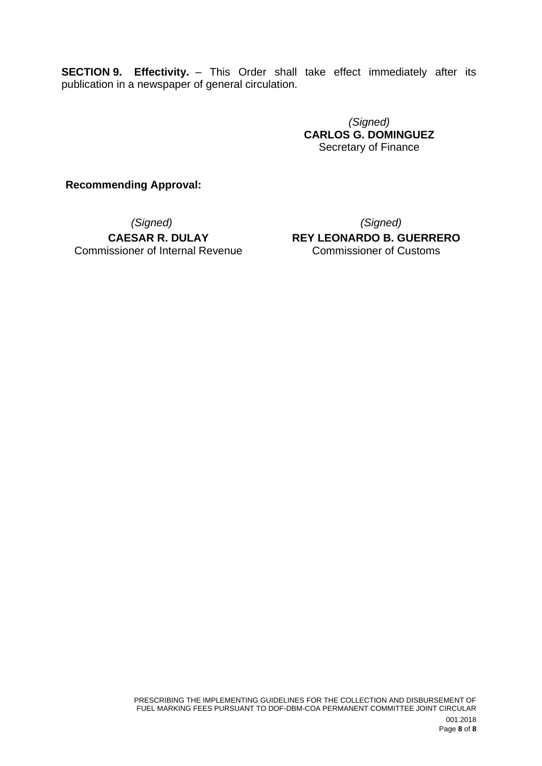**SECTION 9. Effectivity.** – This Order shall take effect immediately after its publication in a newspaper of general circulation.

*(Signed)*
**CARLOS G. DOMINGUEZ**
Secretary of Finance

**Recommending Approval:**

*(Signed)*
**CAESAR R. DULAY**
Commissioner of Internal Revenue

*(Signed)*
**REY LEONARDO B. GUERRERO**
Commissioner of Customs